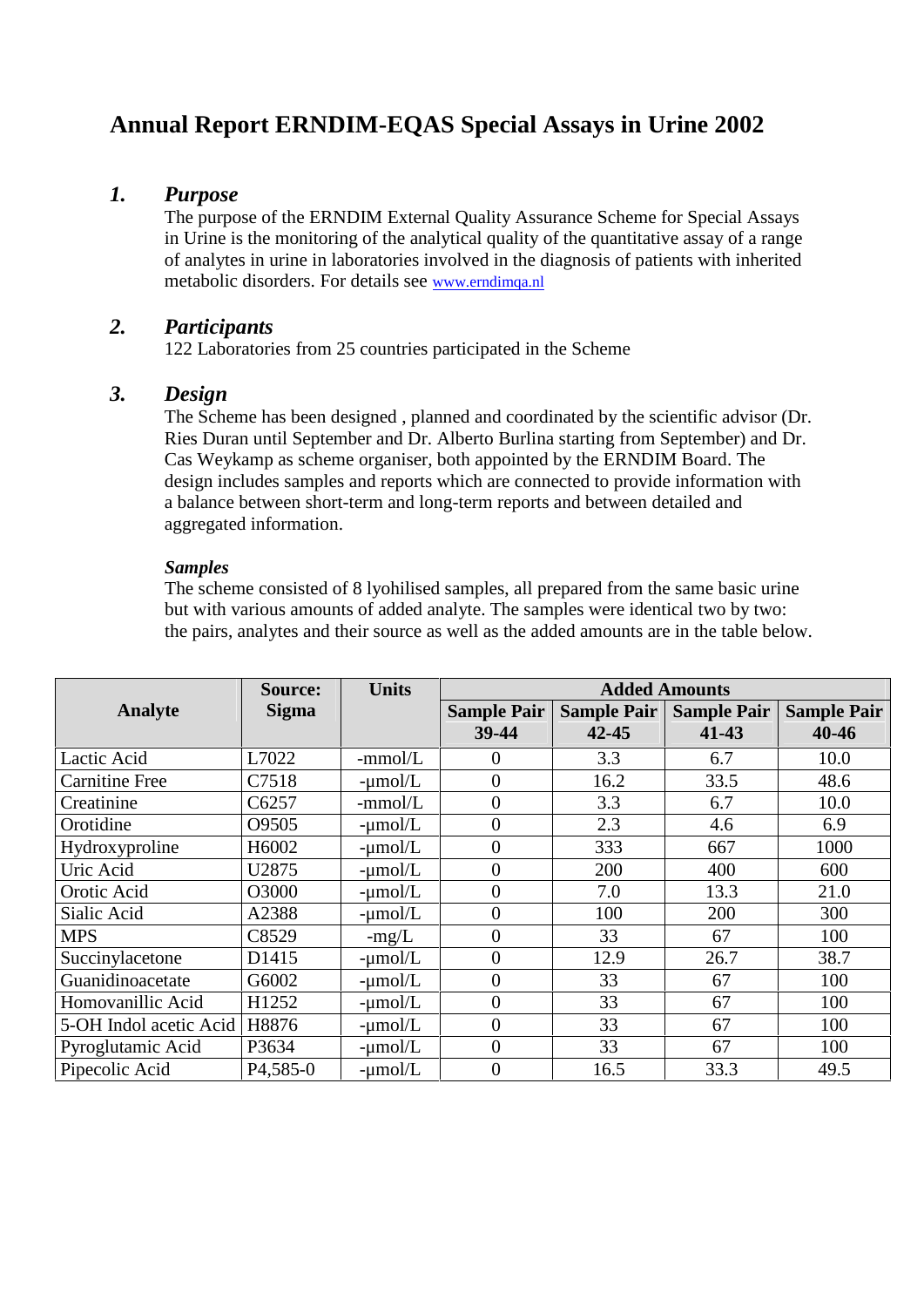# Annual Report ERNDIM-EQAS Special Assays in Urine 2002

## 1. *Purpose*

The purpose of the ERNDIM External Quality Assurance Scheme for Special Assays in Urine is the monitoring of the analytical quality of the quantitative assay of a range of analytes in urine in laboratories involved in the diagnosis of patients with inherited metabolic disorders. For details see www.erndimqa.nl

## 2. *Participants*

122 Laboratories from 25 countries participated in the Scheme

## 3. *Design*

The Scheme has been designed , planned and coordinated by the scientific advisor (Dr. Ries Duran until September and Dr. Alberto Burlina starting from September) and Dr. Cas Weykamp as scheme organiser, both appointed by the ERNDIM Board. The design includes samples and reports which are connected to provide information with a balance between short-term and long-term reports and between detailed and aggregated information.

***Samples***

The scheme consisted of 8 lyohilised samples, all prepared from the same basic urine but with various amounts of added analyte. The samples were identical two by two: the pairs, analytes and their source as well as the added amounts are in the table below.

| **Analyte** | **Source: Sigma** | **Units** | **Added Amounts** | | | |
|---|---|---|---|---|---|---|
| | | | **Sample Pair 39-44** | **Sample Pair 42-45** | **Sample Pair 41-43** | **Sample Pair 40-46** |
| Lactic Acid | L7022 | -mmol/L | 0 | 3.3 | 6.7 | 10.0 |
| Carnitine Free | C7518 | -µmol/L | 0 | 16.2 | 33.5 | 48.6 |
| Creatinine | C6257 | -mmol/L | 0 | 3.3 | 6.7 | 10.0 |
| Orotidine | O9505 | -µmol/L | 0 | 2.3 | 4.6 | 6.9 |
| Hydroxyproline | H6002 | -µmol/L | 0 | 333 | 667 | 1000 |
| Uric Acid | U2875 | -µmol/L | 0 | 200 | 400 | 600 |
| Orotic Acid | O3000 | -µmol/L | 0 | 7.0 | 13.3 | 21.0 |
| Sialic Acid | A2388 | -µmol/L | 0 | 100 | 200 | 300 |
| MPS | C8529 | -mg/L | 0 | 33 | 67 | 100 |
| Succinylacetone | D1415 | -µmol/L | 0 | 12.9 | 26.7 | 38.7 |
| Guanidinoacetate | G6002 | -µmol/L | 0 | 33 | 67 | 100 |
| Homovanillic Acid | H1252 | -µmol/L | 0 | 33 | 67 | 100 |
| 5-OH Indol acetic Acid | H8876 | -µmol/L | 0 | 33 | 67 | 100 |
| Pyroglutamic Acid | P3634 | -µmol/L | 0 | 33 | 67 | 100 |
| Pipecolic Acid | P4,585-0 | -µmol/L | 0 | 16.5 | 33.3 | 49.5 |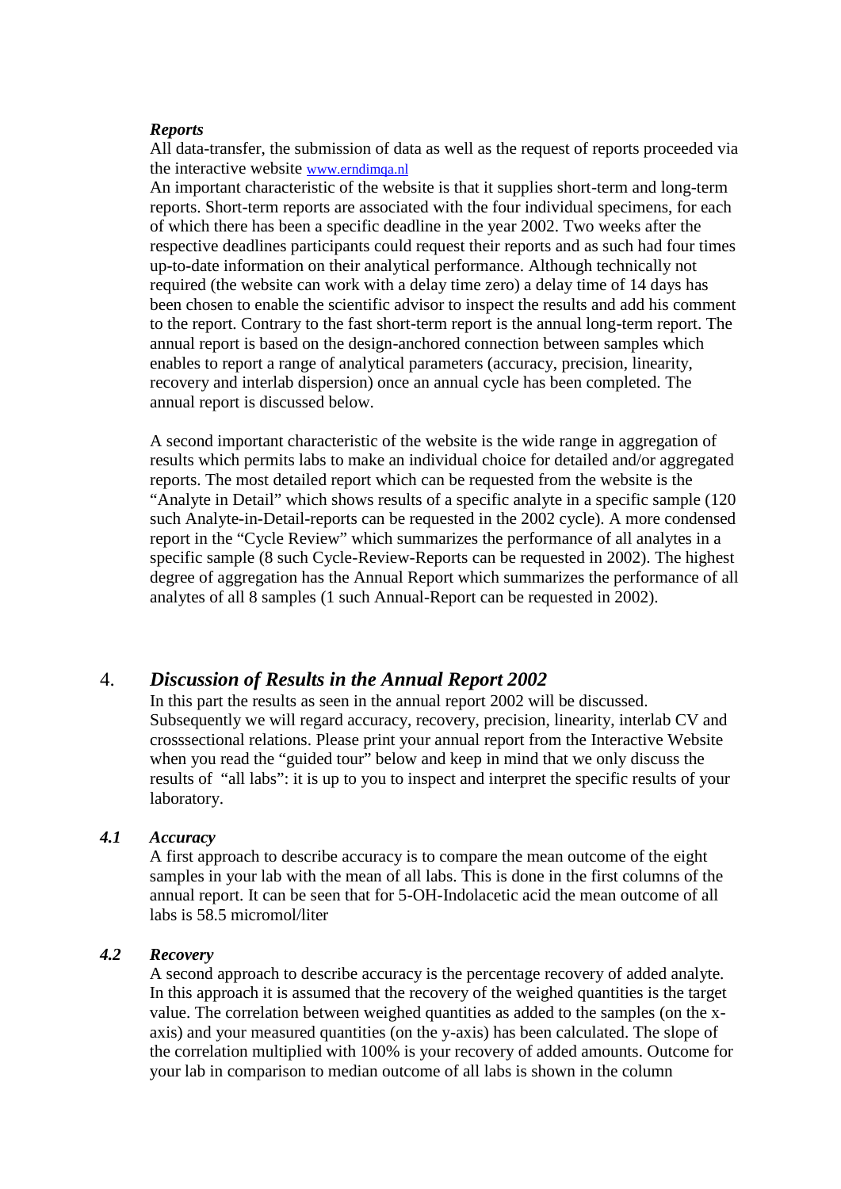***Reports***

All data-transfer, the submission of data as well as the request of reports proceeded via the interactive website www.erndimqa.nl

An important characteristic of the website is that it supplies short-term and long-term reports. Short-term reports are associated with the four individual specimens, for each of which there has been a specific deadline in the year 2002. Two weeks after the respective deadlines participants could request their reports and as such had four times up-to-date information on their analytical performance. Although technically not required (the website can work with a delay time zero) a delay time of 14 days has been chosen to enable the scientific advisor to inspect the results and add his comment to the report. Contrary to the fast short-term report is the annual long-term report. The annual report is based on the design-anchored connection between samples which enables to report a range of analytical parameters (accuracy, precision, linearity, recovery and interlab dispersion) once an annual cycle has been completed. The annual report is discussed below.

A second important characteristic of the website is the wide range in aggregation of results which permits labs to make an individual choice for detailed and/or aggregated reports. The most detailed report which can be requested from the website is the "Analyte in Detail" which shows results of a specific analyte in a specific sample (120 such Analyte-in-Detail-reports can be requested in the 2002 cycle). A more condensed report in the "Cycle Review" which summarizes the performance of all analytes in a specific sample (8 such Cycle-Review-Reports can be requested in 2002). The highest degree of aggregation has the Annual Report which summarizes the performance of all analytes of all 8 samples (1 such Annual-Report can be requested in 2002).

## 4. *Discussion of Results in the Annual Report 2002*

In this part the results as seen in the annual report 2002 will be discussed. Subsequently we will regard accuracy, recovery, precision, linearity, interlab CV and crosssectional relations. Please print your annual report from the Interactive Website when you read the "guided tour" below and keep in mind that we only discuss the results of "all labs": it is up to you to inspect and interpret the specific results of your laboratory.

### *4.1 Accuracy*

A first approach to describe accuracy is to compare the mean outcome of the eight samples in your lab with the mean of all labs. This is done in the first columns of the annual report. It can be seen that for 5-OH-Indolacetic acid the mean outcome of all labs is 58.5 micromol/liter

### *4.2 Recovery*

A second approach to describe accuracy is the percentage recovery of added analyte. In this approach it is assumed that the recovery of the weighed quantities is the target value. The correlation between weighed quantities as added to the samples (on the x-axis) and your measured quantities (on the y-axis) has been calculated. The slope of the correlation multiplied with 100% is your recovery of added amounts. Outcome for your lab in comparison to median outcome of all labs is shown in the column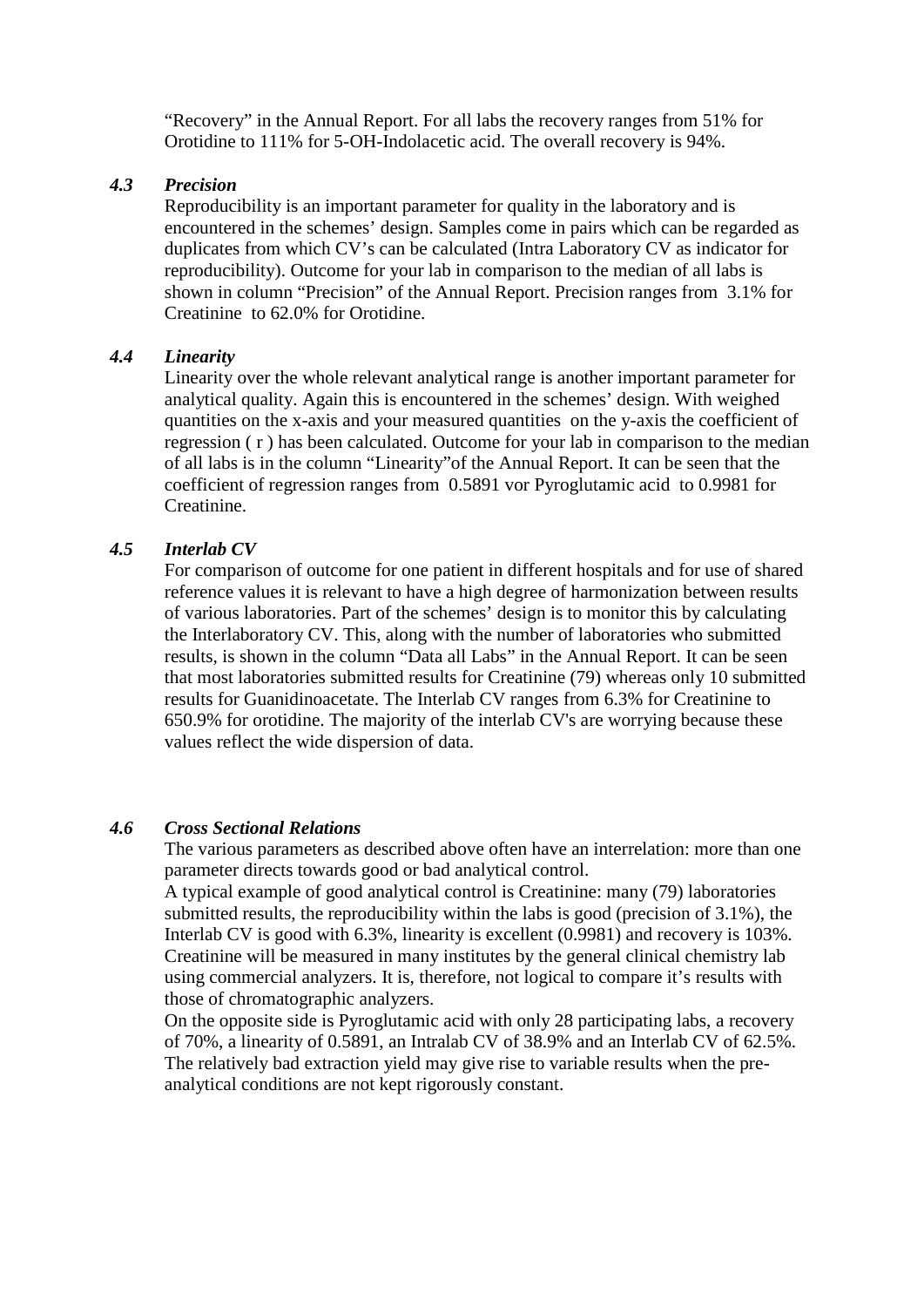"Recovery" in the Annual Report. For all labs the recovery ranges from 51% for Orotidine to 111% for 5-OH-Indolacetic acid. The overall recovery is 94%.

### 4.3 *Precision*

Reproducibility is an important parameter for quality in the laboratory and is encountered in the schemes' design. Samples come in pairs which can be regarded as duplicates from which CV's can be calculated (Intra Laboratory CV as indicator for reproducibility). Outcome for your lab in comparison to the median of all labs is shown in column "Precision" of the Annual Report. Precision ranges from 3.1% for Creatinine to 62.0% for Orotidine.

### 4.4 *Linearity*

Linearity over the whole relevant analytical range is another important parameter for analytical quality. Again this is encountered in the schemes' design. With weighed quantities on the x-axis and your measured quantities on the y-axis the coefficient of regression ( r ) has been calculated. Outcome for your lab in comparison to the median of all labs is in the column "Linearity"of the Annual Report. It can be seen that the coefficient of regression ranges from 0.5891 vor Pyroglutamic acid to 0.9981 for Creatinine.

### 4.5 *Interlab CV*

For comparison of outcome for one patient in different hospitals and for use of shared reference values it is relevant to have a high degree of harmonization between results of various laboratories. Part of the schemes' design is to monitor this by calculating the Interlaboratory CV. This, along with the number of laboratories who submitted results, is shown in the column "Data all Labs" in the Annual Report. It can be seen that most laboratories submitted results for Creatinine (79) whereas only 10 submitted results for Guanidinoacetate. The Interlab CV ranges from 6.3% for Creatinine to 650.9% for orotidine. The majority of the interlab CV's are worrying because these values reflect the wide dispersion of data.

### 4.6 *Cross Sectional Relations*

The various parameters as described above often have an interrelation: more than one parameter directs towards good or bad analytical control.

A typical example of good analytical control is Creatinine: many (79) laboratories submitted results, the reproducibility within the labs is good (precision of 3.1%), the Interlab CV is good with 6.3%, linearity is excellent (0.9981) and recovery is 103%. Creatinine will be measured in many institutes by the general clinical chemistry lab using commercial analyzers. It is, therefore, not logical to compare it's results with those of chromatographic analyzers.

On the opposite side is Pyroglutamic acid with only 28 participating labs, a recovery of 70%, a linearity of 0.5891, an Intralab CV of 38.9% and an Interlab CV of 62.5%. The relatively bad extraction yield may give rise to variable results when the pre-analytical conditions are not kept rigorously constant.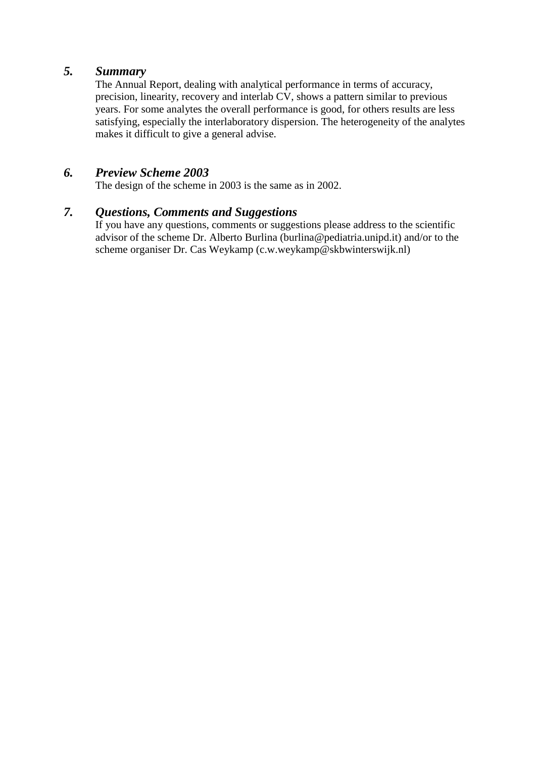## *5. Summary*

The Annual Report, dealing with analytical performance in terms of accuracy, precision, linearity, recovery and interlab CV, shows a pattern similar to previous years. For some analytes the overall performance is good, for others results are less satisfying, especially the interlaboratory dispersion. The heterogeneity of the analytes makes it difficult to give a general advise.

## *6. Preview Scheme 2003*

The design of the scheme in 2003 is the same as in 2002.

## *7. Questions, Comments and Suggestions*

If you have any questions, comments or suggestions please address to the scientific advisor of the scheme Dr. Alberto Burlina (burlina@pediatria.unipd.it) and/or to the scheme organiser Dr. Cas Weykamp (c.w.weykamp@skbwinterswijk.nl)